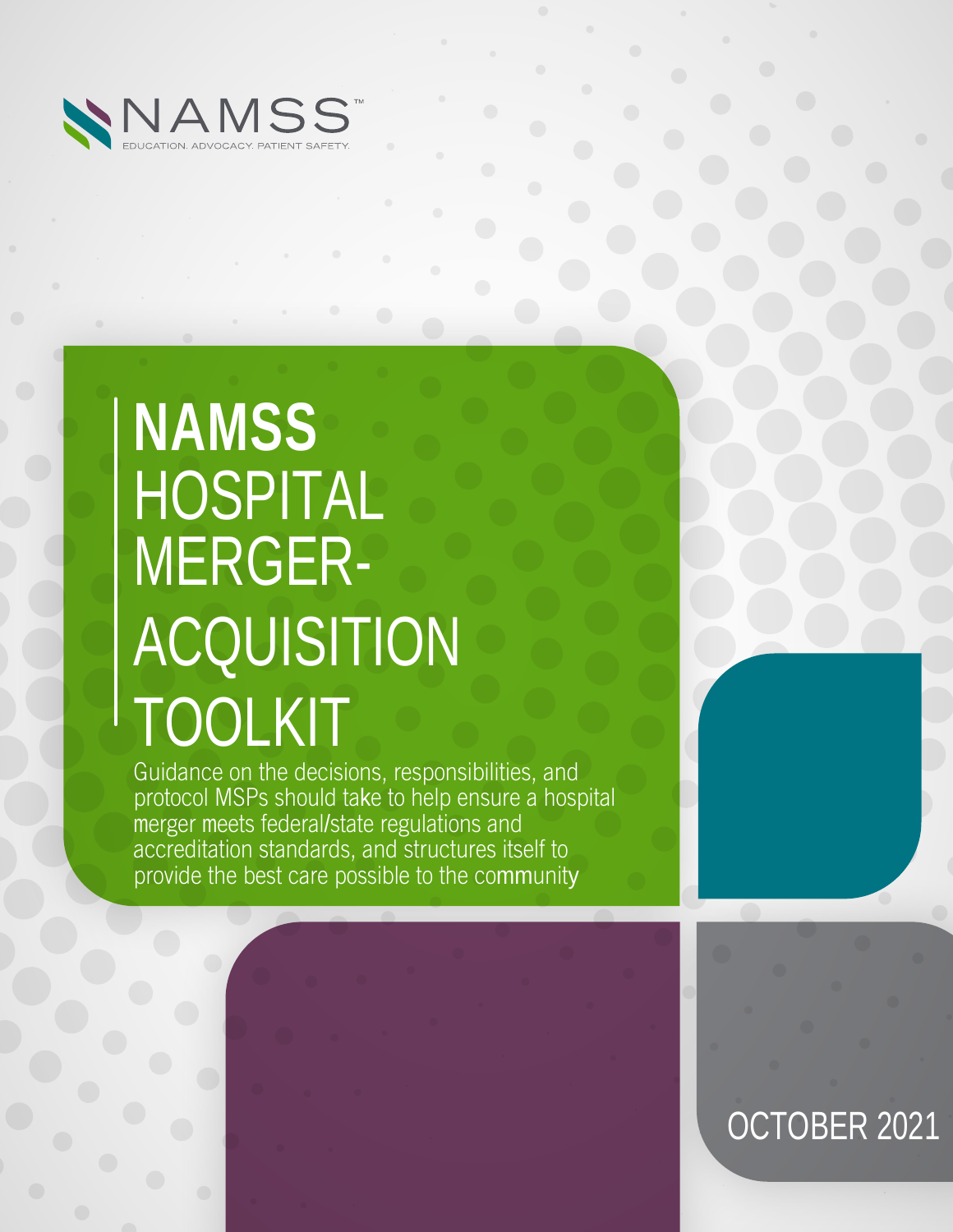NAMSS™

EDUCATION. ADVOCACY. PATIENT SAFETY.

# NAMSS HOSPITAL MERGER-ACQUISITION TOOLKIT

Guidance on the decisions, responsibilities, and protocol MSPs should take to help ensure a hospital merger meets federal/state regulations and accreditation standards, and structures itself to provide the best care possible to the community

OCTOBER 2021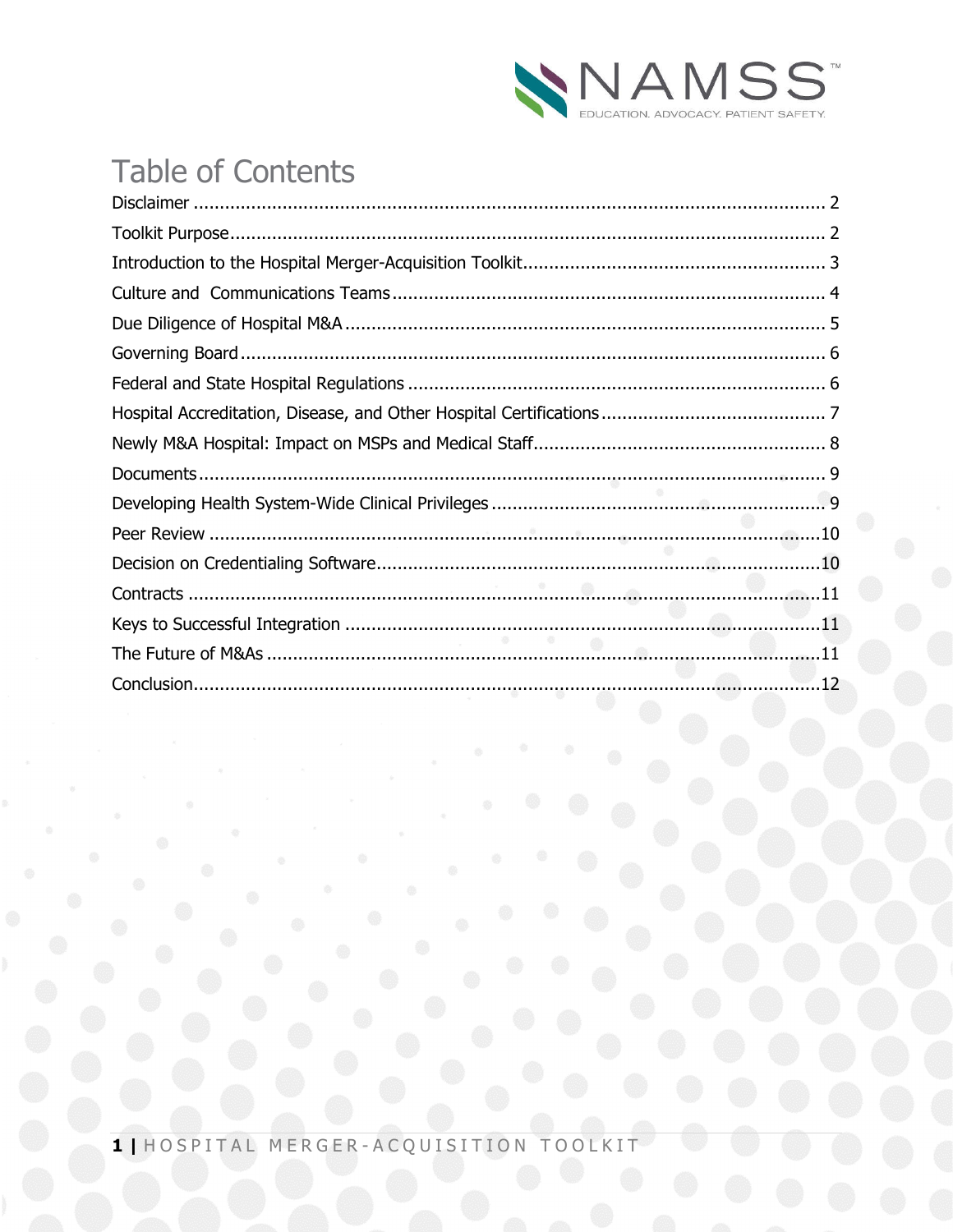# Table of Contents

Disclaimer ........................................................................................................................ 2
Toolkit Purpose................................................................................................................ 2
Introduction to the Hospital Merger-Acquisition Toolkit.......................................................... 3
Culture and Communications Teams.................................................................................. 4
Due Diligence of Hospital M&A ........................................................................................... 5
Governing Board ................................................................................................................ 6
Federal and State Hospital Regulations ................................................................................ 6
Hospital Accreditation, Disease, and Other Hospital Certifications ........................................... 7
Newly M&A Hospital: Impact on MSPs and Medical Staff........................................................ 8
Documents ........................................................................................................................ 9
Developing Health System-Wide Clinical Privileges ................................................................ 9
Peer Review ...................................................................................................................... 10
Decision on Credentialing Software..................................................................................... 10
Contracts .......................................................................................................................... 11
Keys to Successful Integration ........................................................................................... 11
The Future of M&As .......................................................................................................... 11
Conclusion......................................................................................................................... 12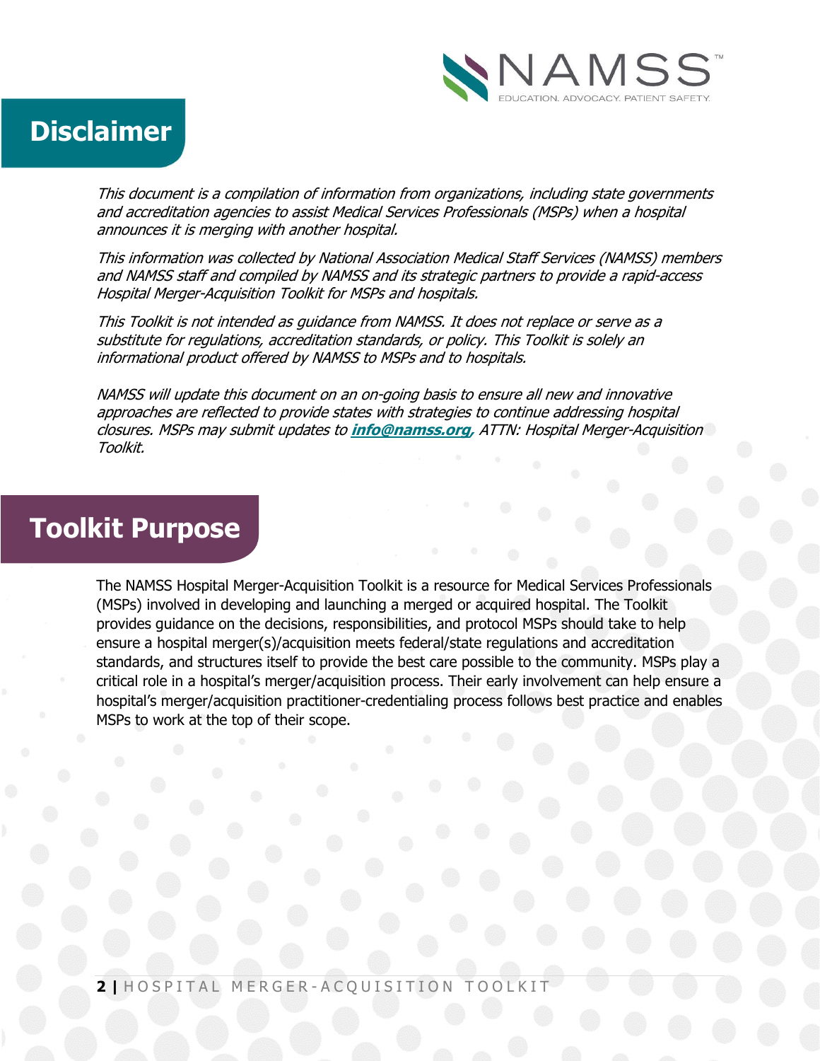## Disclaimer

*This document is a compilation of information from organizations, including state governments and accreditation agencies to assist Medical Services Professionals (MSPs) when a hospital announces it is merging with another hospital.*

*This information was collected by National Association Medical Staff Services (NAMSS) members and NAMSS staff and compiled by NAMSS and its strategic partners to provide a rapid-access Hospital Merger-Acquisition Toolkit for MSPs and hospitals.*

*This Toolkit is not intended as guidance from NAMSS. It does not replace or serve as a substitute for regulations, accreditation standards, or policy. This Toolkit is solely an informational product offered by NAMSS to MSPs and to hospitals.*

*NAMSS will update this document on an on-going basis to ensure all new and innovative approaches are reflected to provide states with strategies to continue addressing hospital closures. MSPs may submit updates to* ***info@namss.org****, ATTN: Hospital Merger-Acquisition Toolkit.*

## Toolkit Purpose

The NAMSS Hospital Merger-Acquisition Toolkit is a resource for Medical Services Professionals (MSPs) involved in developing and launching a merged or acquired hospital. The Toolkit provides guidance on the decisions, responsibilities, and protocol MSPs should take to help ensure a hospital merger(s)/acquisition meets federal/state regulations and accreditation standards, and structures itself to provide the best care possible to the community. MSPs play a critical role in a hospital's merger/acquisition process. Their early involvement can help ensure a hospital's merger/acquisition practitioner-credentialing process follows best practice and enables MSPs to work at the top of their scope.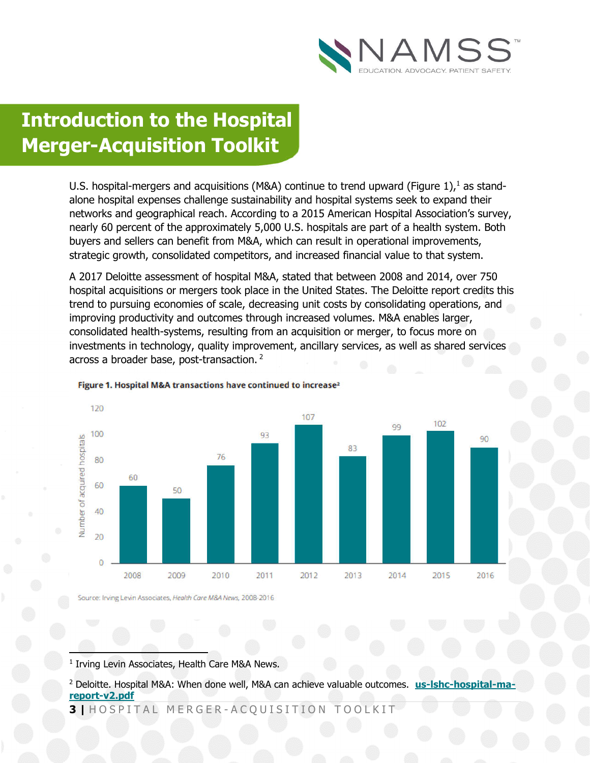# Introduction to the Hospital Merger-Acquisition Toolkit

U.S. hospital-mergers and acquisitions (M&A) continue to trend upward (Figure 1),[1] as stand-alone hospital expenses challenge sustainability and hospital systems seek to expand their networks and geographical reach. According to a 2015 American Hospital Association's survey, nearly 60 percent of the approximately 5,000 U.S. hospitals are part of a health system. Both buyers and sellers can benefit from M&A, which can result in operational improvements, strategic growth, consolidated competitors, and increased financial value to that system.

A 2017 Deloitte assessment of hospital M&A, stated that between 2008 and 2014, over 750 hospital acquisitions or mergers took place in the United States. The Deloitte report credits this trend to pursuing economies of scale, decreasing unit costs by consolidating operations, and improving productivity and outcomes through increased volumes. M&A enables larger, consolidated health-systems, resulting from an acquisition or merger, to focus more on investments in technology, quality improvement, ancillary services, as well as shared services across a broader base, post-transaction. [2]

**Figure 1. Hospital M&A transactions have continued to increase[2]**

| Year | Number of acquired hospitals |
|---|---|
| 2008 | 60 |
| 2009 | 50 |
| 2010 | 76 |
| 2011 | 93 |
| 2012 | 107 |
| 2013 | 83 |
| 2014 | 99 |
| 2015 | 102 |
| 2016 | 90 |

Source: Irving Levin Associates, *Health Care M&A News*, 2008-2016

[1] Irving Levin Associates, Health Care M&A News.

[2] Deloitte. Hospital M&A: When done well, M&A can achieve valuable outcomes. **us-lshc-hospital-ma-report-v2.pdf**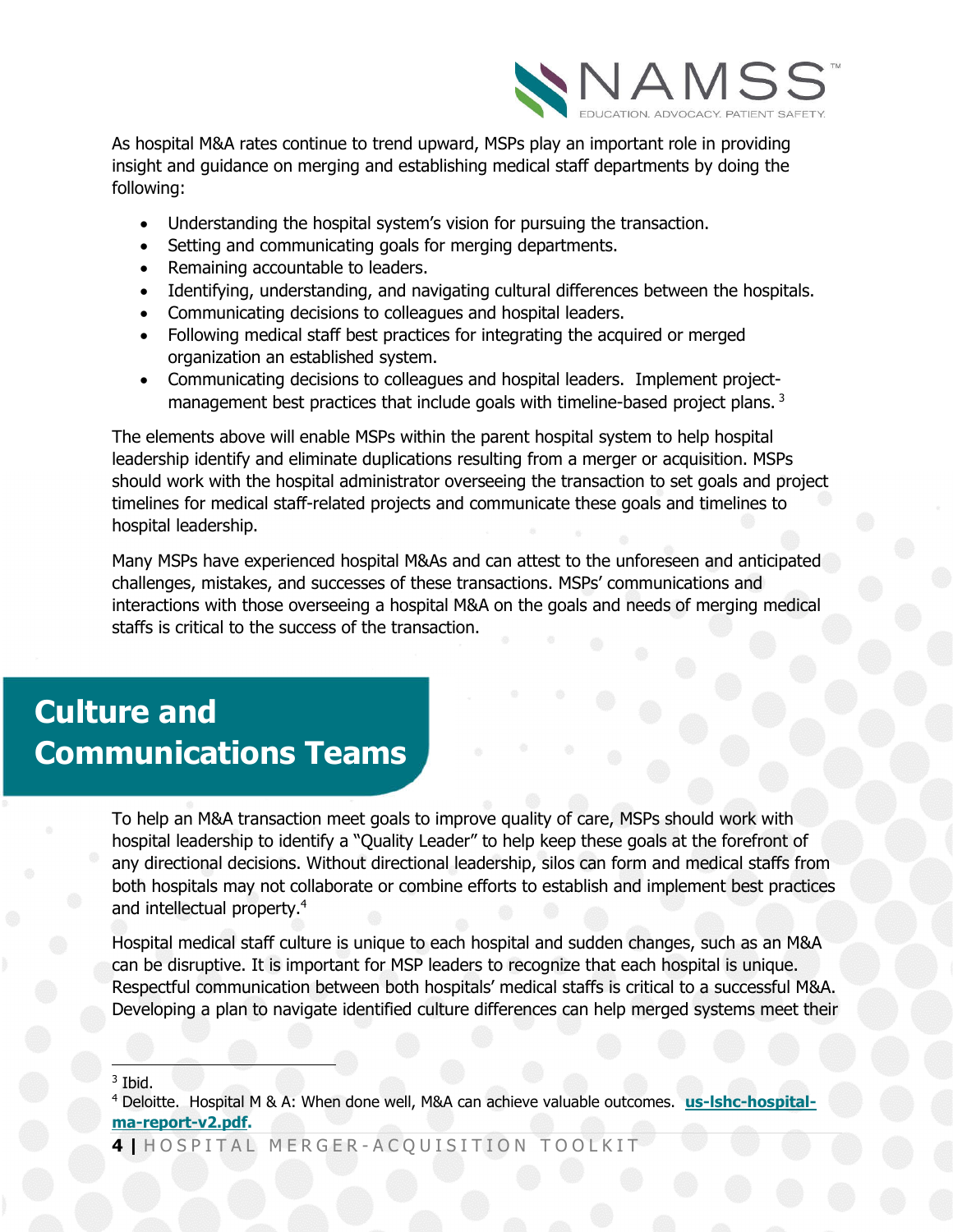As hospital M&A rates continue to trend upward, MSPs play an important role in providing insight and guidance on merging and establishing medical staff departments by doing the following:

- Understanding the hospital system's vision for pursuing the transaction.
- Setting and communicating goals for merging departments.
- Remaining accountable to leaders.
- Identifying, understanding, and navigating cultural differences between the hospitals.
- Communicating decisions to colleagues and hospital leaders.
- Following medical staff best practices for integrating the acquired or merged organization an established system.
- Communicating decisions to colleagues and hospital leaders. Implement project-management best practices that include goals with timeline-based project plans. [3]

The elements above will enable MSPs within the parent hospital system to help hospital leadership identify and eliminate duplications resulting from a merger or acquisition. MSPs should work with the hospital administrator overseeing the transaction to set goals and project timelines for medical staff-related projects and communicate these goals and timelines to hospital leadership.

Many MSPs have experienced hospital M&As and can attest to the unforeseen and anticipated challenges, mistakes, and successes of these transactions. MSPs' communications and interactions with those overseeing a hospital M&A on the goals and needs of merging medical staffs is critical to the success of the transaction.

## Culture and Communications Teams

To help an M&A transaction meet goals to improve quality of care, MSPs should work with hospital leadership to identify a "Quality Leader" to help keep these goals at the forefront of any directional decisions. Without directional leadership, silos can form and medical staffs from both hospitals may not collaborate or combine efforts to establish and implement best practices and intellectual property.[4]

Hospital medical staff culture is unique to each hospital and sudden changes, such as an M&A can be disruptive. It is important for MSP leaders to recognize that each hospital is unique. Respectful communication between both hospitals' medical staffs is critical to a successful M&A. Developing a plan to navigate identified culture differences can help merged systems meet their

---

[3] Ibid.

[4] Deloitte. Hospital M & A: When done well, M&A can achieve valuable outcomes. **us-lshc-hospital-ma-report-v2.pdf.**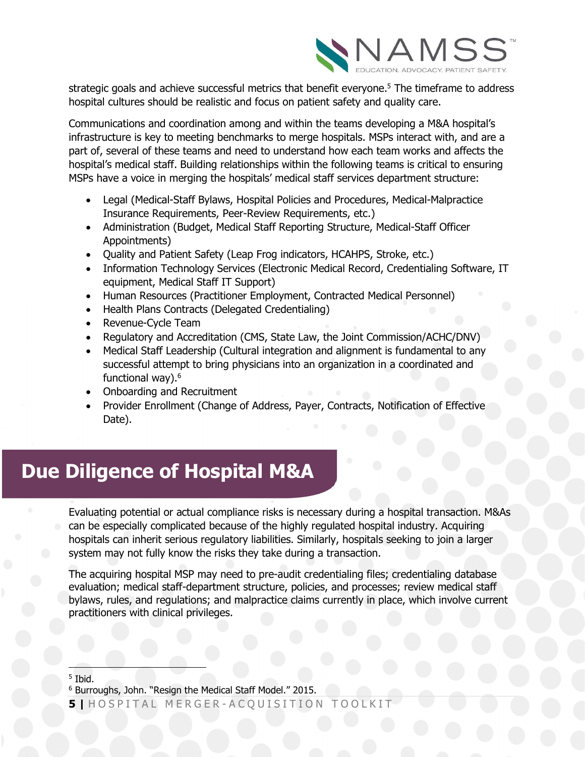strategic goals and achieve successful metrics that benefit everyone.[5] The timeframe to address hospital cultures should be realistic and focus on patient safety and quality care.

Communications and coordination among and within the teams developing a M&A hospital's infrastructure is key to meeting benchmarks to merge hospitals. MSPs interact with, and are a part of, several of these teams and need to understand how each team works and affects the hospital's medical staff. Building relationships within the following teams is critical to ensuring MSPs have a voice in merging the hospitals' medical staff services department structure:

- Legal (Medical-Staff Bylaws, Hospital Policies and Procedures, Medical-Malpractice Insurance Requirements, Peer-Review Requirements, etc.)
- Administration (Budget, Medical Staff Reporting Structure, Medical-Staff Officer Appointments)
- Quality and Patient Safety (Leap Frog indicators, HCAHPS, Stroke, etc.)
- Information Technology Services (Electronic Medical Record, Credentialing Software, IT equipment, Medical Staff IT Support)
- Human Resources (Practitioner Employment, Contracted Medical Personnel)
- Health Plans Contracts (Delegated Credentialing)
- Revenue-Cycle Team
- Regulatory and Accreditation (CMS, State Law, the Joint Commission/ACHC/DNV)
- Medical Staff Leadership (Cultural integration and alignment is fundamental to any successful attempt to bring physicians into an organization in a coordinated and functional way).[6]
- Onboarding and Recruitment
- Provider Enrollment (Change of Address, Payer, Contracts, Notification of Effective Date).

## Due Diligence of Hospital M&A

Evaluating potential or actual compliance risks is necessary during a hospital transaction. M&As can be especially complicated because of the highly regulated hospital industry. Acquiring hospitals can inherit serious regulatory liabilities. Similarly, hospitals seeking to join a larger system may not fully know the risks they take during a transaction.

The acquiring hospital MSP may need to pre-audit credentialing files; credentialing database evaluation; medical staff-department structure, policies, and processes; review medical staff bylaws, rules, and regulations; and malpractice claims currently in place, which involve current practitioners with clinical privileges.

---

[5] Ibid.

[6] Burroughs, John. "Resign the Medical Staff Model." 2015.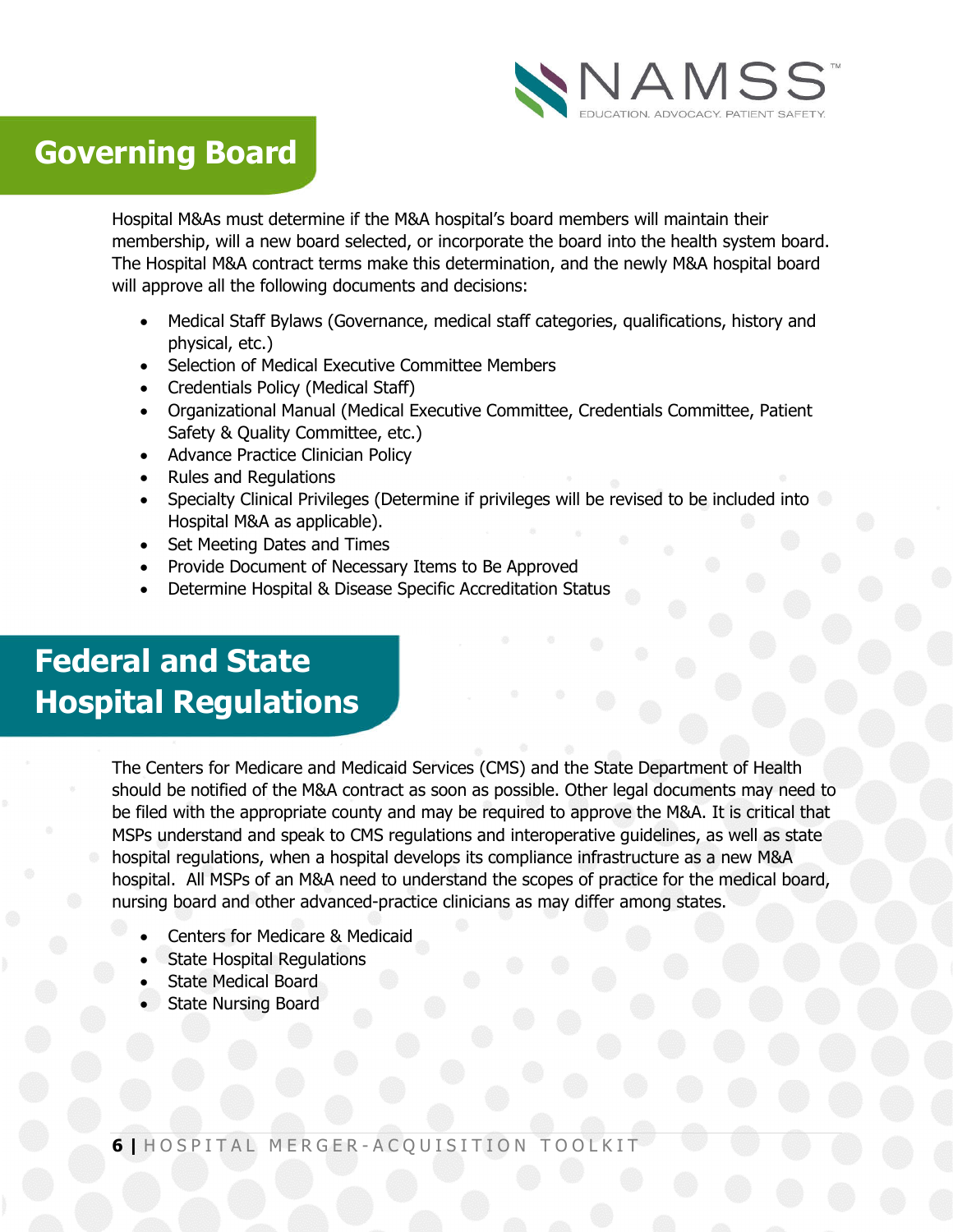## Governing Board

Hospital M&As must determine if the M&A hospital's board members will maintain their membership, will a new board selected, or incorporate the board into the health system board. The Hospital M&A contract terms make this determination, and the newly M&A hospital board will approve all the following documents and decisions:

- Medical Staff Bylaws (Governance, medical staff categories, qualifications, history and physical, etc.)
- Selection of Medical Executive Committee Members
- Credentials Policy (Medical Staff)
- Organizational Manual (Medical Executive Committee, Credentials Committee, Patient Safety & Quality Committee, etc.)
- Advance Practice Clinician Policy
- Rules and Regulations
- Specialty Clinical Privileges (Determine if privileges will be revised to be included into Hospital M&A as applicable).
- Set Meeting Dates and Times
- Provide Document of Necessary Items to Be Approved
- Determine Hospital & Disease Specific Accreditation Status

## Federal and State Hospital Regulations

The Centers for Medicare and Medicaid Services (CMS) and the State Department of Health should be notified of the M&A contract as soon as possible. Other legal documents may need to be filed with the appropriate county and may be required to approve the M&A. It is critical that MSPs understand and speak to CMS regulations and interoperative guidelines, as well as state hospital regulations, when a hospital develops its compliance infrastructure as a new M&A hospital. All MSPs of an M&A need to understand the scopes of practice for the medical board, nursing board and other advanced-practice clinicians as may differ among states.

- Centers for Medicare & Medicaid
- State Hospital Regulations
- State Medical Board
- State Nursing Board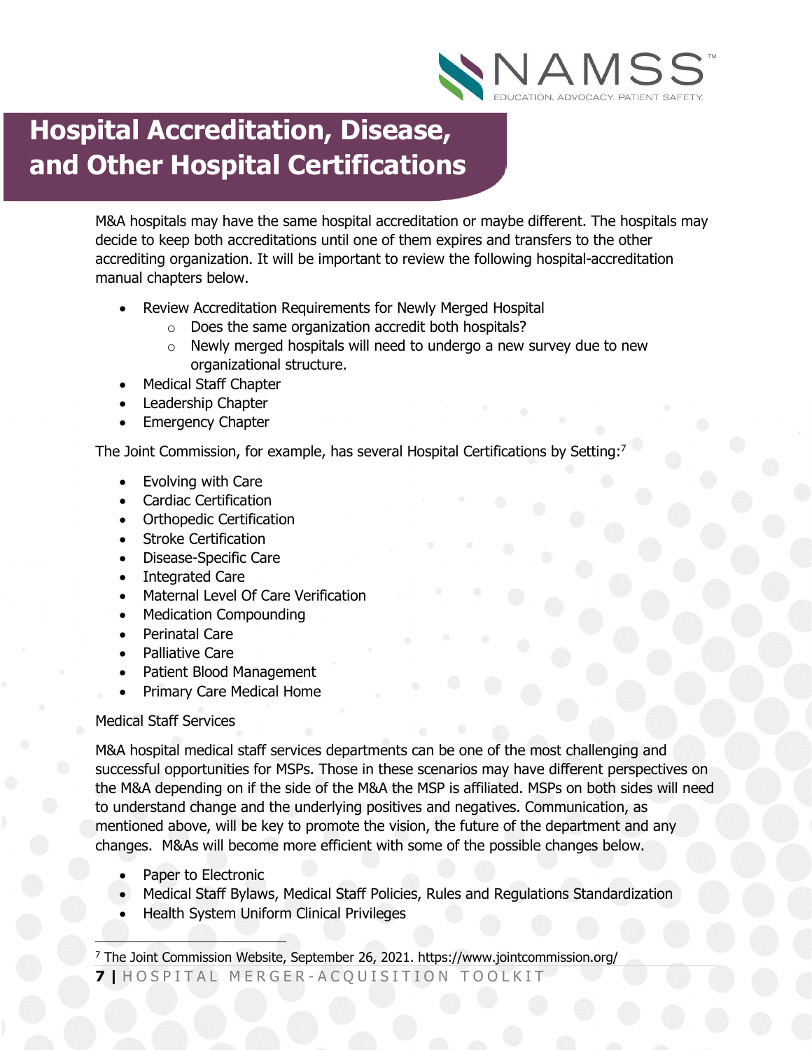# Hospital Accreditation, Disease, and Other Hospital Certifications

M&A hospitals may have the same hospital accreditation or maybe different. The hospitals may decide to keep both accreditations until one of them expires and transfers to the other accrediting organization. It will be important to review the following hospital-accreditation manual chapters below.

- Review Accreditation Requirements for Newly Merged Hospital
  - Does the same organization accredit both hospitals?
  - Newly merged hospitals will need to undergo a new survey due to new organizational structure.
- Medical Staff Chapter
- Leadership Chapter
- Emergency Chapter

The Joint Commission, for example, has several Hospital Certifications by Setting:[7]

- Evolving with Care
- Cardiac Certification
- Orthopedic Certification
- Stroke Certification
- Disease-Specific Care
- Integrated Care
- Maternal Level Of Care Verification
- Medication Compounding
- Perinatal Care
- Palliative Care
- Patient Blood Management
- Primary Care Medical Home

Medical Staff Services

M&A hospital medical staff services departments can be one of the most challenging and successful opportunities for MSPs. Those in these scenarios may have different perspectives on the M&A depending on if the side of the M&A the MSP is affiliated. MSPs on both sides will need to understand change and the underlying positives and negatives. Communication, as mentioned above, will be key to promote the vision, the future of the department and any changes. M&As will become more efficient with some of the possible changes below.

- Paper to Electronic
- Medical Staff Bylaws, Medical Staff Policies, Rules and Regulations Standardization
- Health System Uniform Clinical Privileges

[7] The Joint Commission Website, September 26, 2021. https://www.jointcommission.org/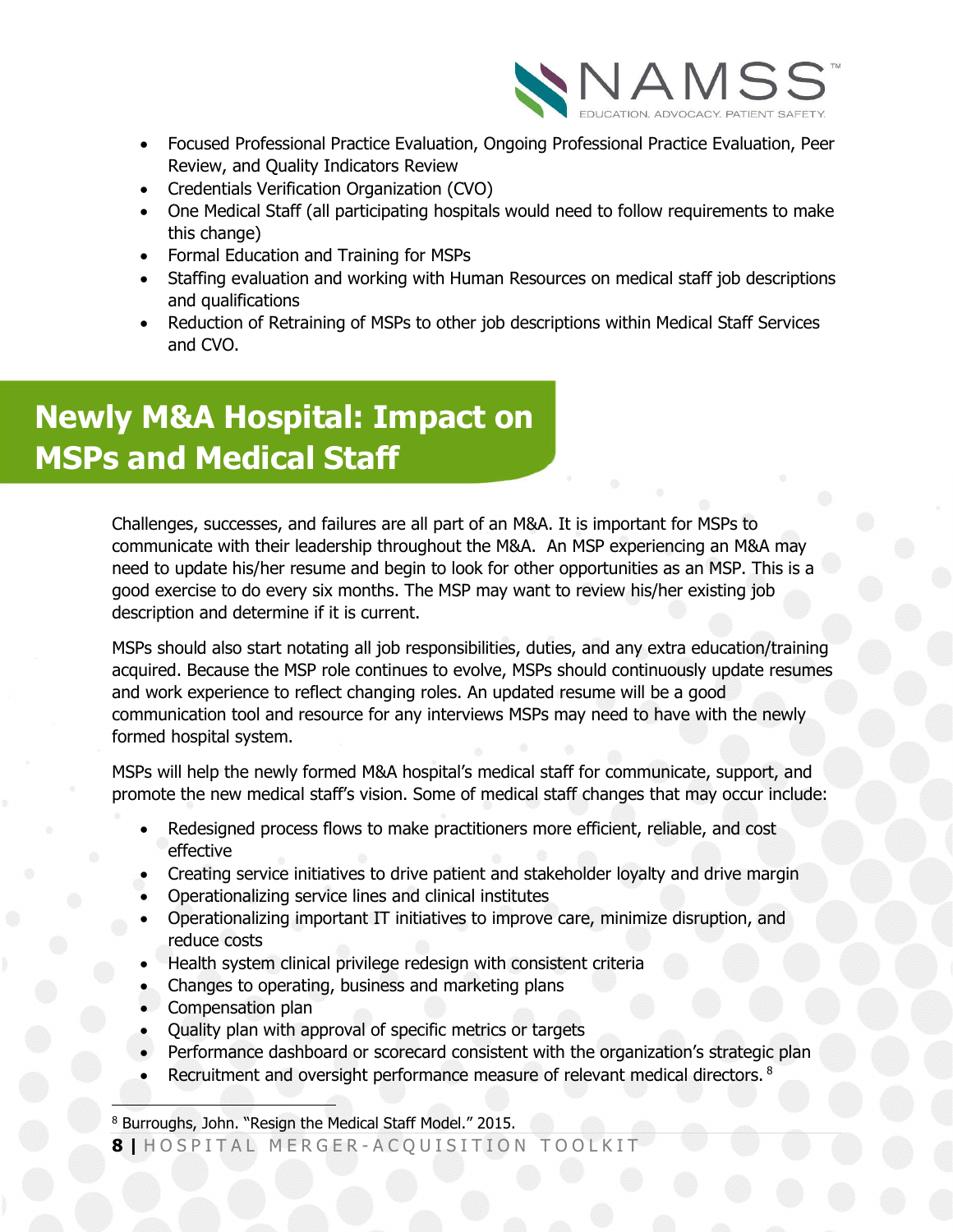- Focused Professional Practice Evaluation, Ongoing Professional Practice Evaluation, Peer Review, and Quality Indicators Review
- Credentials Verification Organization (CVO)
- One Medical Staff (all participating hospitals would need to follow requirements to make this change)
- Formal Education and Training for MSPs
- Staffing evaluation and working with Human Resources on medical staff job descriptions and qualifications
- Reduction of Retraining of MSPs to other job descriptions within Medical Staff Services and CVO.

## Newly M&A Hospital: Impact on MSPs and Medical Staff

Challenges, successes, and failures are all part of an M&A. It is important for MSPs to communicate with their leadership throughout the M&A. An MSP experiencing an M&A may need to update his/her resume and begin to look for other opportunities as an MSP. This is a good exercise to do every six months. The MSP may want to review his/her existing job description and determine if it is current.

MSPs should also start notating all job responsibilities, duties, and any extra education/training acquired. Because the MSP role continues to evolve, MSPs should continuously update resumes and work experience to reflect changing roles. An updated resume will be a good communication tool and resource for any interviews MSPs may need to have with the newly formed hospital system.

MSPs will help the newly formed M&A hospital's medical staff for communicate, support, and promote the new medical staff's vision. Some of medical staff changes that may occur include:

- Redesigned process flows to make practitioners more efficient, reliable, and cost effective
- Creating service initiatives to drive patient and stakeholder loyalty and drive margin
- Operationalizing service lines and clinical institutes
- Operationalizing important IT initiatives to improve care, minimize disruption, and reduce costs
- Health system clinical privilege redesign with consistent criteria
- Changes to operating, business and marketing plans
- Compensation plan
- Quality plan with approval of specific metrics or targets
- Performance dashboard or scorecard consistent with the organization's strategic plan
- Recruitment and oversight performance measure of relevant medical directors. [8]

[8] Burroughs, John. "Resign the Medical Staff Model." 2015.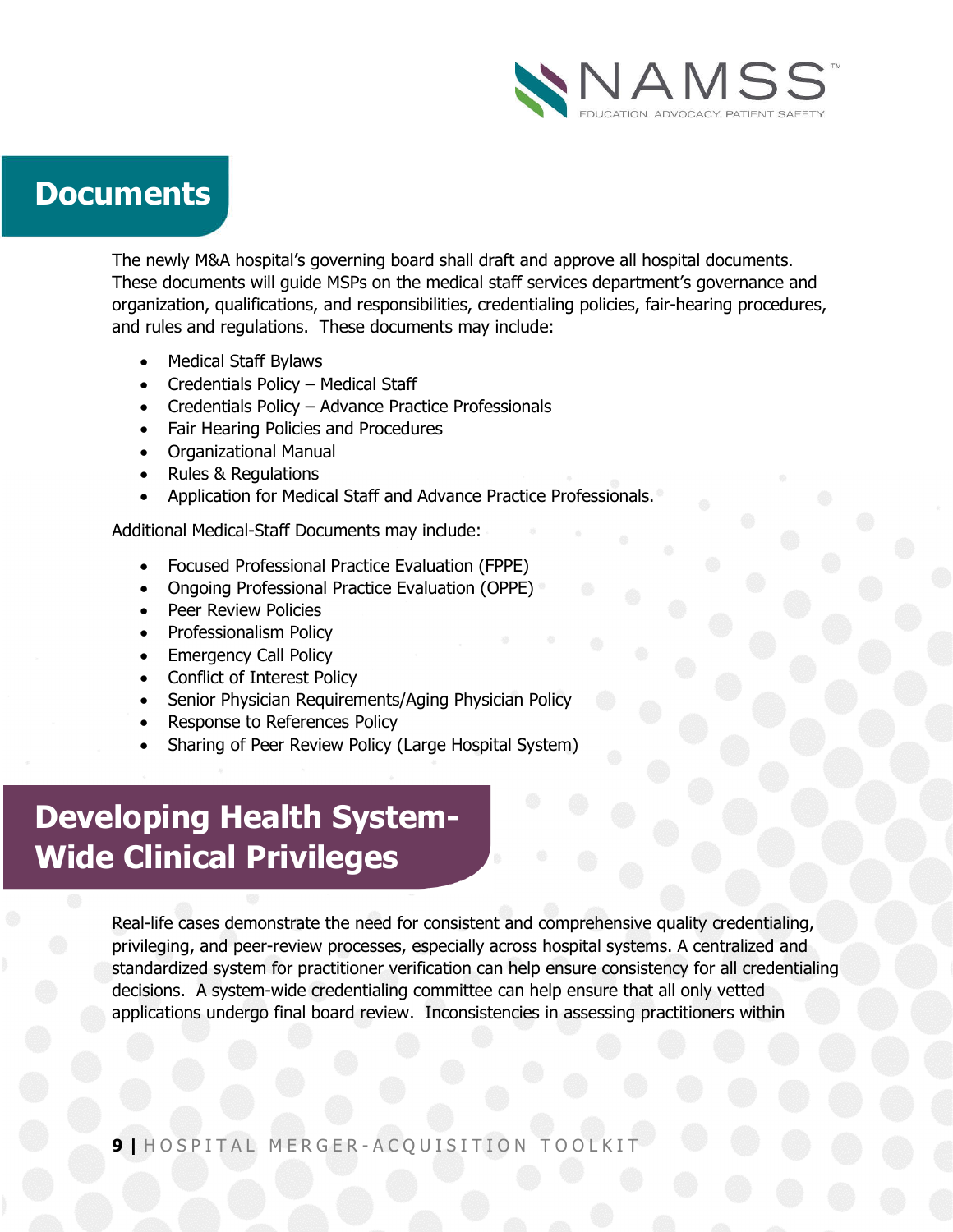## Documents

The newly M&A hospital's governing board shall draft and approve all hospital documents. These documents will guide MSPs on the medical staff services department's governance and organization, qualifications, and responsibilities, credentialing policies, fair-hearing procedures, and rules and regulations. These documents may include:

- Medical Staff Bylaws
- Credentials Policy – Medical Staff
- Credentials Policy – Advance Practice Professionals
- Fair Hearing Policies and Procedures
- Organizational Manual
- Rules & Regulations
- Application for Medical Staff and Advance Practice Professionals.

Additional Medical-Staff Documents may include:

- Focused Professional Practice Evaluation (FPPE)
- Ongoing Professional Practice Evaluation (OPPE)
- Peer Review Policies
- Professionalism Policy
- Emergency Call Policy
- Conflict of Interest Policy
- Senior Physician Requirements/Aging Physician Policy
- Response to References Policy
- Sharing of Peer Review Policy (Large Hospital System)

## Developing Health System-Wide Clinical Privileges

Real-life cases demonstrate the need for consistent and comprehensive quality credentialing, privileging, and peer-review processes, especially across hospital systems. A centralized and standardized system for practitioner verification can help ensure consistency for all credentialing decisions. A system-wide credentialing committee can help ensure that all only vetted applications undergo final board review. Inconsistencies in assessing practitioners within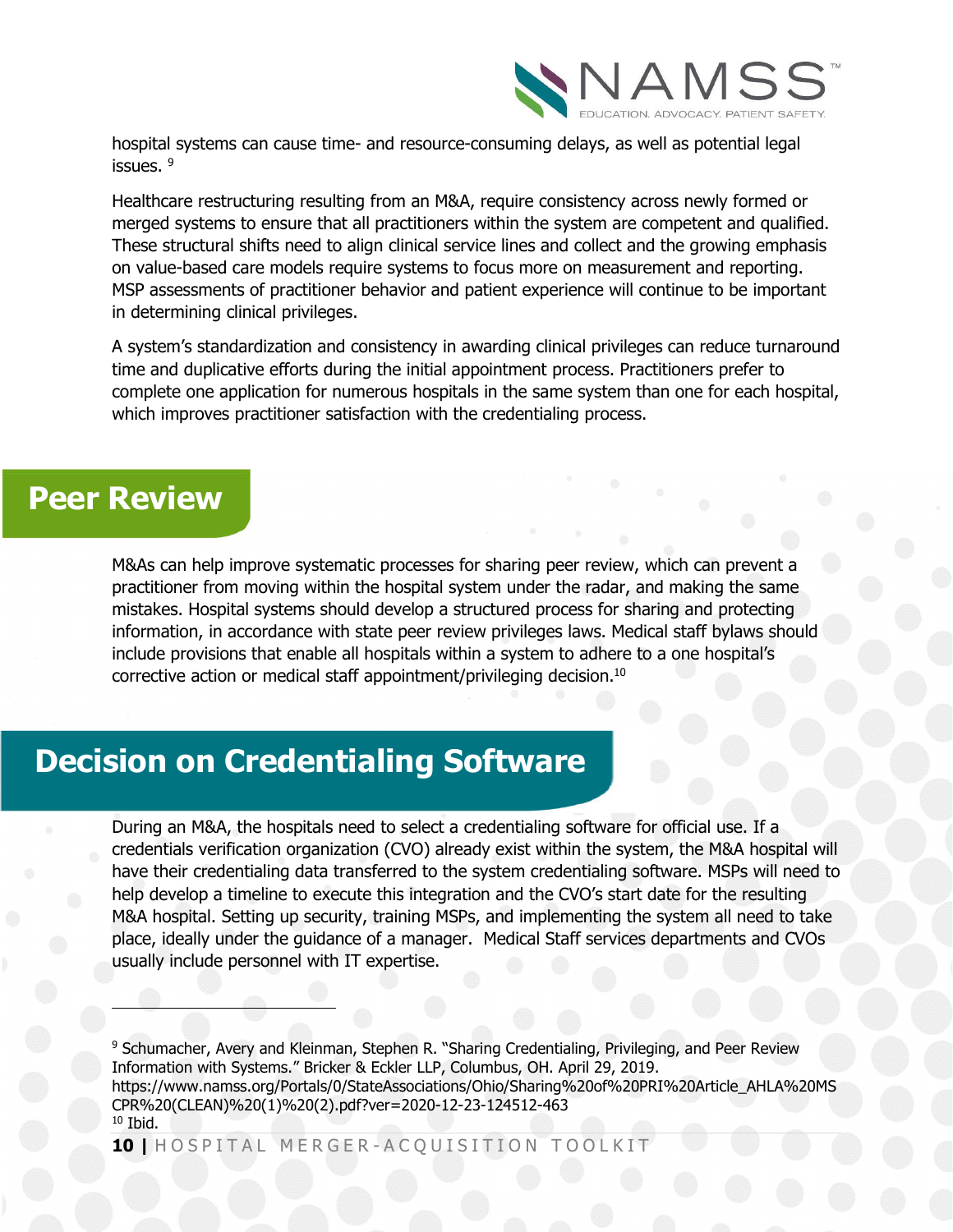hospital systems can cause time- and resource-consuming delays, as well as potential legal issues. [9]

Healthcare restructuring resulting from an M&A, require consistency across newly formed or merged systems to ensure that all practitioners within the system are competent and qualified. These structural shifts need to align clinical service lines and collect and the growing emphasis on value-based care models require systems to focus more on measurement and reporting. MSP assessments of practitioner behavior and patient experience will continue to be important in determining clinical privileges.

A system's standardization and consistency in awarding clinical privileges can reduce turnaround time and duplicative efforts during the initial appointment process. Practitioners prefer to complete one application for numerous hospitals in the same system than one for each hospital, which improves practitioner satisfaction with the credentialing process.

## Peer Review

M&As can help improve systematic processes for sharing peer review, which can prevent a practitioner from moving within the hospital system under the radar, and making the same mistakes. Hospital systems should develop a structured process for sharing and protecting information, in accordance with state peer review privileges laws. Medical staff bylaws should include provisions that enable all hospitals within a system to adhere to a one hospital's corrective action or medical staff appointment/privileging decision.[10]

## Decision on Credentialing Software

During an M&A, the hospitals need to select a credentialing software for official use. If a credentials verification organization (CVO) already exist within the system, the M&A hospital will have their credentialing data transferred to the system credentialing software. MSPs will need to help develop a timeline to execute this integration and the CVO's start date for the resulting M&A hospital. Setting up security, training MSPs, and implementing the system all need to take place, ideally under the guidance of a manager. Medical Staff services departments and CVOs usually include personnel with IT expertise.

---

[9] Schumacher, Avery and Kleinman, Stephen R. "Sharing Credentialing, Privileging, and Peer Review Information with Systems." Bricker & Eckler LLP, Columbus, OH. April 29, 2019. https://www.namss.org/Portals/0/StateAssociations/Ohio/Sharing%20of%20PRI%20Article_AHLA%20MS CPR%20(CLEAN)%20(1)%20(2).pdf?ver=2020-12-23-124512-463

[10] Ibid.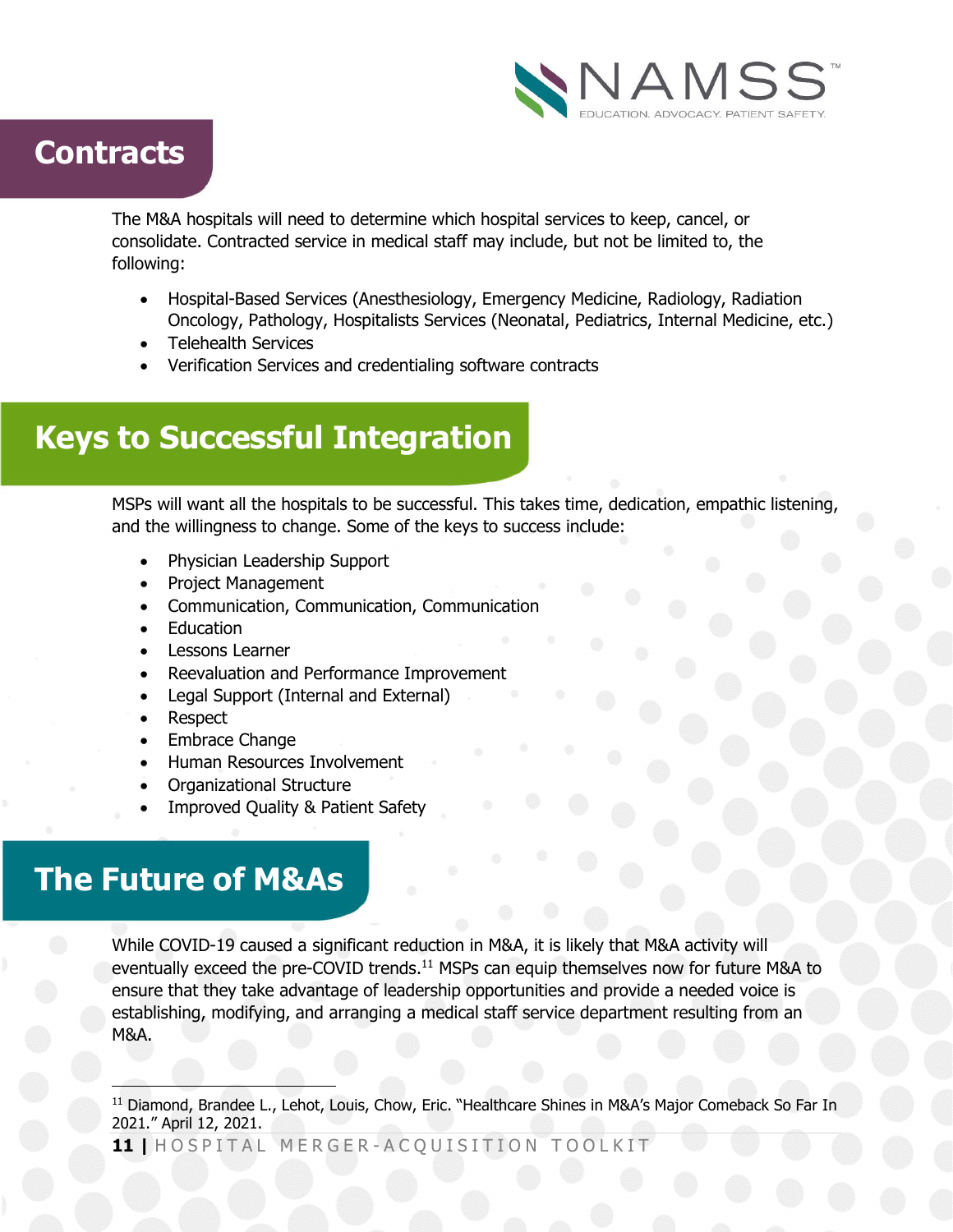## Contracts

The M&A hospitals will need to determine which hospital services to keep, cancel, or consolidate. Contracted service in medical staff may include, but not be limited to, the following:

- Hospital-Based Services (Anesthesiology, Emergency Medicine, Radiology, Radiation Oncology, Pathology, Hospitalists Services (Neonatal, Pediatrics, Internal Medicine, etc.)
- Telehealth Services
- Verification Services and credentialing software contracts

## Keys to Successful Integration

MSPs will want all the hospitals to be successful. This takes time, dedication, empathic listening, and the willingness to change. Some of the keys to success include:

- Physician Leadership Support
- Project Management
- Communication, Communication, Communication
- Education
- Lessons Learner
- Reevaluation and Performance Improvement
- Legal Support (Internal and External)
- Respect
- Embrace Change
- Human Resources Involvement
- Organizational Structure
- Improved Quality & Patient Safety

## The Future of M&As

While COVID-19 caused a significant reduction in M&A, it is likely that M&A activity will eventually exceed the pre-COVID trends.[11] MSPs can equip themselves now for future M&A to ensure that they take advantage of leadership opportunities and provide a needed voice is establishing, modifying, and arranging a medical staff service department resulting from an M&A.

---

[11] Diamond, Brandee L., Lehot, Louis, Chow, Eric. "Healthcare Shines in M&A's Major Comeback So Far In 2021." April 12, 2021.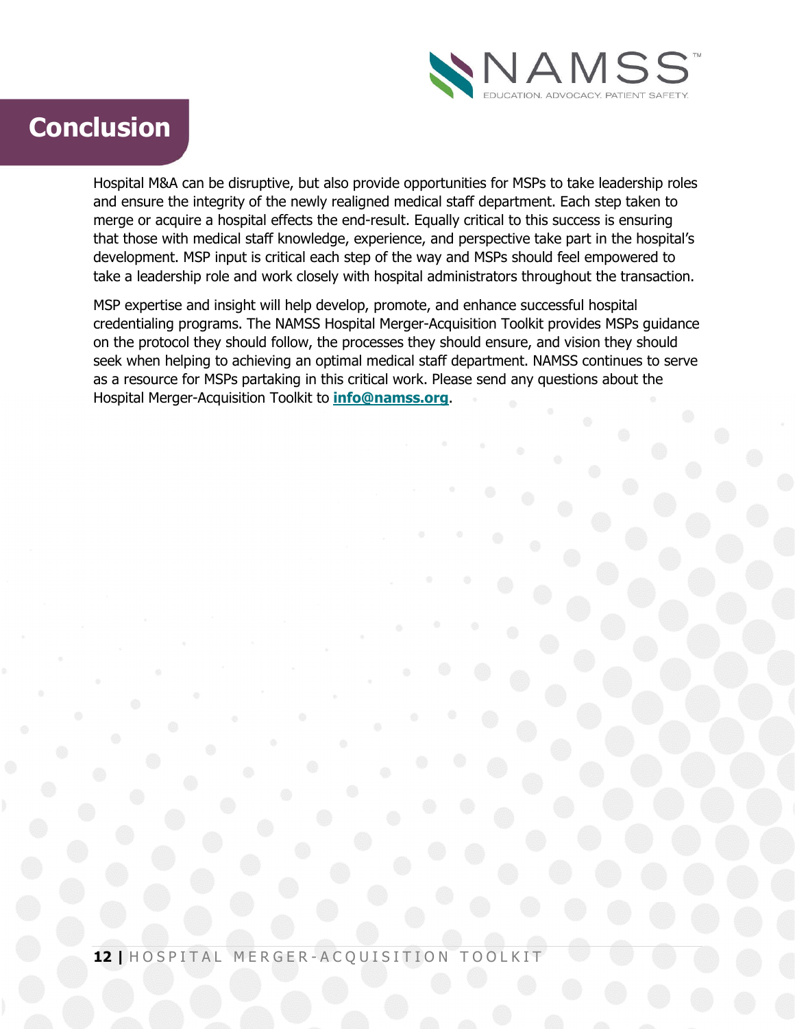## Conclusion

Hospital M&A can be disruptive, but also provide opportunities for MSPs to take leadership roles and ensure the integrity of the newly realigned medical staff department. Each step taken to merge or acquire a hospital effects the end-result. Equally critical to this success is ensuring that those with medical staff knowledge, experience, and perspective take part in the hospital's development. MSP input is critical each step of the way and MSPs should feel empowered to take a leadership role and work closely with hospital administrators throughout the transaction.

MSP expertise and insight will help develop, promote, and enhance successful hospital credentialing programs. The NAMSS Hospital Merger-Acquisition Toolkit provides MSPs guidance on the protocol they should follow, the processes they should ensure, and vision they should seek when helping to achieving an optimal medical staff department. NAMSS continues to serve as a resource for MSPs partaking in this critical work. Please send any questions about the Hospital Merger-Acquisition Toolkit to **info@namss.org**.